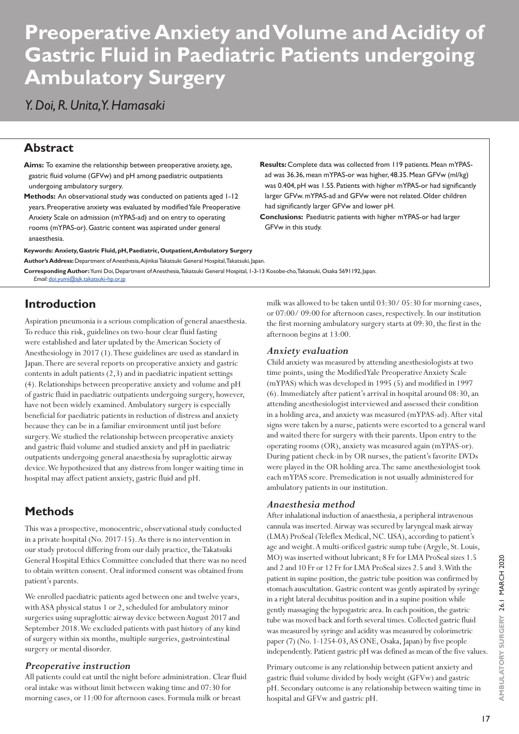# Preoperative Anxiety and Volume and Acidity of Gastric Fluid in Paediatric Patients undergoing Ambulatory Surgery

*Y. Doi, R. Unita, Y. Hamasaki*

## Abstract

**Aims:** To examine the relationship between preoperative anxiety, age, gastric fluid volume (GFVw) and pH among paediatric outpatients undergoing ambulatory surgery.

**Methods:** An observational study was conducted on patients aged 1-12 years. Preoperative anxiety was evaluated by modified Yale Preoperative Anxiety Scale on admission (mYPAS-ad) and on entry to operating rooms (mYPAS-or). Gastric content was aspirated under general anaesthesia.

**Results:** Complete data was collected from 119 patients. Mean mYPAS-ad was 36.36, mean mYPAS-or was higher, 48.35. Mean GFVw (ml/kg) was 0.404, pH was 1.55. Patients with higher mYPAS-or had significantly larger GFVw. mYPAS-ad and GFVw were not related. Older children had significantly larger GFVw and lower pH.

**Conclusions:** Paediatric patients with higher mYPAS-or had larger GFVw in this study.

**Keywords: Anxiety, Gastric Fluid, pH, Paediatric, Outpatient, Ambulatory Surgery**

**Author's Address:** Department of Anesthesia, Aijinkai Takatsuki General Hospital, Takatsuki, Japan.

**Corresponding Author:** Yumi Doi, Department of Anesthesia, Takatsuki General Hospital, 1-3-13 Kosobe-cho, Takatsuki, Osaka 5691192, Japan.
*Email:* doi.yumi@ajk.takatsuki-hp.or.jp

## Introduction

Aspiration pneumonia is a serious complication of general anaesthesia. To reduce this risk, guidelines on two-hour clear fluid fasting were established and later updated by the American Society of Anesthesiology in 2017 (1). These guidelines are used as standard in Japan. There are several reports on preoperative anxiety and gastric contents in adult patients (2,3) and in paediatric inpatient settings (4). Relationships between preoperative anxiety and volume and pH of gastric fluid in paediatric outpatients undergoing surgery, however, have not been widely examined. Ambulatory surgery is especially beneficial for paediatric patients in reduction of distress and anxiety because they can be in a familiar environment until just before surgery. We studied the relationship between preoperative anxiety and gastric fluid volume and studied anxiety and pH in paediatric outpatients undergoing general anaesthesia by supraglottic airway device. We hypothesized that any distress from longer waiting time in hospital may affect patient anxiety, gastric fluid and pH.

## Methods

This was a prospective, monocentric, observational study conducted in a private hospital (No. 2017-15). As there is no intervention in our study protocol differing from our daily practice, the Takatsuki General Hospital Ethics Committee concluded that there was no need to obtain written consent. Oral informed consent was obtained from patient's parents.

We enrolled paediatric patients aged between one and twelve years, with ASA physical status 1 or 2, scheduled for ambulatory minor surgeries using supraglottic airway device between August 2017 and September 2018. We excluded patients with past history of any kind of surgery within six months, multiple surgeries, gastrointestinal surgery or mental disorder.

### *Preoperative instruction*

All patients could eat until the night before administration. Clear fluid oral intake was without limit between waking time and 07:30 for morning cases, or 11:00 for afternoon cases. Formula milk or breast milk was allowed to be taken until 03:30/ 05:30 for morning cases, or 07:00/ 09:00 for afternoon cases, respectively. In our institution the first morning ambulatory surgery starts at 09:30, the first in the afternoon begins at 13:00.

### *Anxiety evaluation*

Child anxiety was measured by attending anesthesiologists at two time points, using the Modified Yale Preoperative Anxiety Scale (mYPAS) which was developed in 1995 (5) and modified in 1997 (6). Immediately after patient's arrival in hospital around 08:30, an attending anesthesiologist interviewed and assessed their condition in a holding area, and anxiety was measured (mYPAS-ad). After vital signs were taken by a nurse, patients were escorted to a general ward and waited there for surgery with their parents. Upon entry to the operating rooms (OR), anxiety was measured again (mYPAS-or). During patient check-in by OR nurses, the patient's favorite DVDs were played in the OR holding area. The same anesthesiologist took each mYPAS score. Premedication is not usually administered for ambulatory patients in our institution.

### *Anaesthesia method*

After inhalational induction of anaesthesia, a peripheral intravenous cannula was inserted. Airway was secured by laryngeal mask airway (LMA) ProSeal (Teleflex Medical, NC. USA), according to patient's age and weight. A multi-orificed gastric sump tube (Argyle, St. Louis, MO) was inserted without lubricant; 8 Fr for LMA ProSeal sizes 1.5 and 2 and 10 Fr or 12 Fr for LMA ProSeal sizes 2.5 and 3. With the patient in supine position, the gastric tube position was confirmed by stomach auscultation. Gastric content was gently aspirated by syringe in a right lateral decubitus position and in a supine position while gently massaging the hypogastric area. In each position, the gastric tube was moved back and forth several times. Collected gastric fluid was measured by syringe and acidity was measured by colorimetric paper (7) (No. 1-1254-03, AS ONE, Osaka, Japan) by five people independently. Patient gastric pH was defined as mean of the five values.

Primary outcome is any relationship between patient anxiety and gastric fluid volume divided by body weight (GFVw) and gastric pH. Secondary outcome is any relationship between waiting time in hospital and GFVw and gastric pH.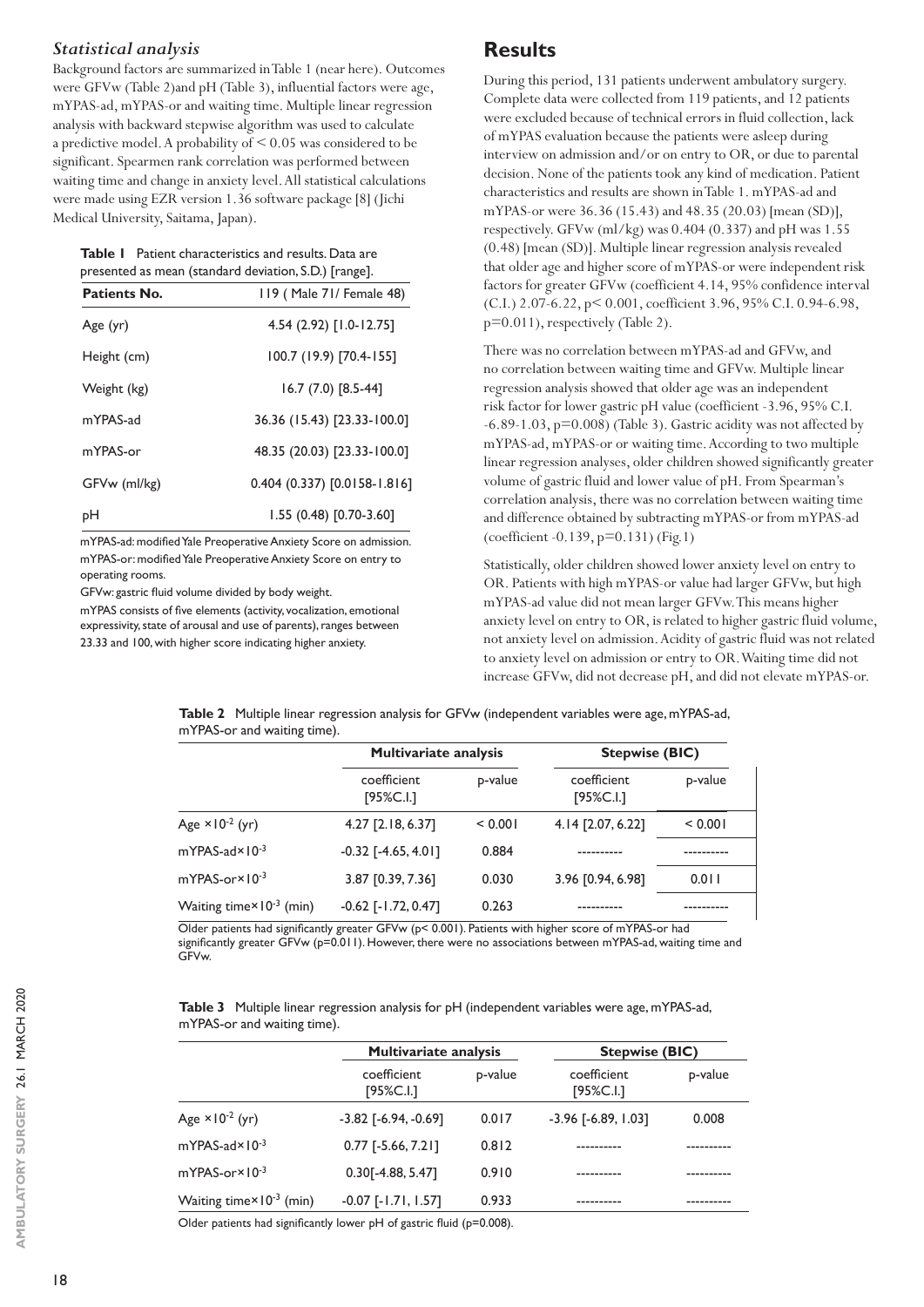### *Statistical analysis*

Background factors are summarized in Table 1 (near here). Outcomes were GFVw (Table 2)and pH (Table 3), influential factors were age, mYPAS-ad, mYPAS-or and waiting time. Multiple linear regression analysis with backward stepwise algorithm was used to calculate a predictive model. A probability of $< 0.05$ was considered to be significant. Spearmen rank correlation was performed between waiting time and change in anxiety level. All statistical calculations were made using EZR version 1.36 software package [8] (Jichi Medical University, Saitama, Japan).

**Table 1** Patient characteristics and results. Data are presented as mean (standard deviation, S.D.) [range].

| **Patients No.** | 119 ( Male 71/ Female 48) |
|---|---|
| Age (yr) | 4.54 (2.92) [1.0-12.75] |
| Height (cm) | 100.7 (19.9) [70.4-155] |
| Weight (kg) | 16.7 (7.0) [8.5-44] |
| mYPAS-ad | 36.36 (15.43) [23.33-100.0] |
| mYPAS-or | 48.35 (20.03) [23.33-100.0] |
| GFVw (ml/kg) | 0.404 (0.337) [0.0158-1.816] |
| pH | 1.55 (0.48) [0.70-3.60] |

mYPAS-ad: modified Yale Preoperative Anxiety Score on admission.
mYPAS-or: modified Yale Preoperative Anxiety Score on entry to operating rooms.
GFVw: gastric fluid volume divided by body weight.
mYPAS consists of five elements (activity, vocalization, emotional expressivity, state of arousal and use of parents), ranges between 23.33 and 100, with higher score indicating higher anxiety.

## Results

During this period, 131 patients underwent ambulatory surgery. Complete data were collected from 119 patients, and 12 patients were excluded because of technical errors in fluid collection, lack of mYPAS evaluation because the patients were asleep during interview on admission and/or on entry to OR, or due to parental decision. None of the patients took any kind of medication. Patient characteristics and results are shown in Table 1. mYPAS-ad and mYPAS-or were 36.36 (15.43) and 48.35 (20.03) [mean (SD)], respectively. GFVw (ml/kg) was 0.404 (0.337) and pH was 1.55 (0.48) [mean (SD)]. Multiple linear regression analysis revealed that older age and higher score of mYPAS-or were independent risk factors for greater GFVw (coefficient 4.14, 95% confidence interval (C.I.) 2.07-6.22, $p < 0.001$, coefficient 3.96, 95% C.I. 0.94-6.98, $p = 0.011$), respectively (Table 2).

There was no correlation between mYPAS-ad and GFVw, and no correlation between waiting time and GFVw. Multiple linear regression analysis showed that older age was an independent risk factor for lower gastric pH value (coefficient -3.96, 95% C.I. -6.89-1.03, $p = 0.008$) (Table 3). Gastric acidity was not affected by mYPAS-ad, mYPAS-or or waiting time. According to two multiple linear regression analyses, older children showed significantly greater volume of gastric fluid and lower value of pH. From Spearman's correlation analysis, there was no correlation between waiting time and difference obtained by subtracting mYPAS-or from mYPAS-ad (coefficient -0.139, $p = 0.131$) (Fig.1)

Statistically, older children showed lower anxiety level on entry to OR. Patients with high mYPAS-or value had larger GFVw, but high mYPAS-ad value did not mean larger GFVw. This means higher anxiety level on entry to OR, is related to higher gastric fluid volume, not anxiety level on admission. Acidity of gastric fluid was not related to anxiety level on admission or entry to OR. Waiting time did not increase GFVw, did not decrease pH, and did not elevate mYPAS-or.

**Table 2** Multiple linear regression analysis for GFVw (independent variables were age, mYPAS-ad, mYPAS-or and waiting time).

| | **Multivariate analysis** | | **Stepwise (BIC)** | |
|---|---|---|---|---|
| | coefficient [95%C.I.] | p-value | coefficient [95%C.I.] | p-value |
| Age $\times 10^{-2}$ (yr) | 4.27 [2.18, 6.37] | < 0.001 | 4.14 [2.07, 6.22] | < 0.001 |
| mYPAS-ad$\times 10^{-3}$ | -0.32 [-4.65, 4.01] | 0.884 | ---------- | ---------- |
| mYPAS-or$\times 10^{-3}$ | 3.87 [0.39, 7.36] | 0.030 | 3.96 [0.94, 6.98] | 0.011 |
| Waiting time$\times 10^{-3}$ (min) | -0.62 [-1.72, 0.47] | 0.263 | ---------- | ---------- |

Older patients had significantly greater GFVw ($p < 0.001$). Patients with higher score of mYPAS-or had significantly greater GFVw ($p = 0.011$). However, there were no associations between mYPAS-ad, waiting time and GFVw.

**Table 3** Multiple linear regression analysis for pH (independent variables were age, mYPAS-ad, mYPAS-or and waiting time).

| | **Multivariate analysis** | | **Stepwise (BIC)** | |
|---|---|---|---|---|
| | coefficient [95%C.I.] | p-value | coefficient [95%C.I.] | p-value |
| Age $\times 10^{-2}$ (yr) | -3.82 [-6.94, -0.69] | 0.017 | -3.96 [-6.89, 1.03] | 0.008 |
| mYPAS-ad$\times 10^{-3}$ | 0.77 [-5.66, 7.21] | 0.812 | ---------- | ---------- |
| mYPAS-or$\times 10^{-3}$ | 0.30[-4.88, 5.47] | 0.910 | ---------- | ---------- |
| Waiting time$\times 10^{-3}$ (min) | -0.07 [-1.71, 1.57] | 0.933 | ---------- | ---------- |

Older patients had significantly lower pH of gastric fluid ($p = 0.008$).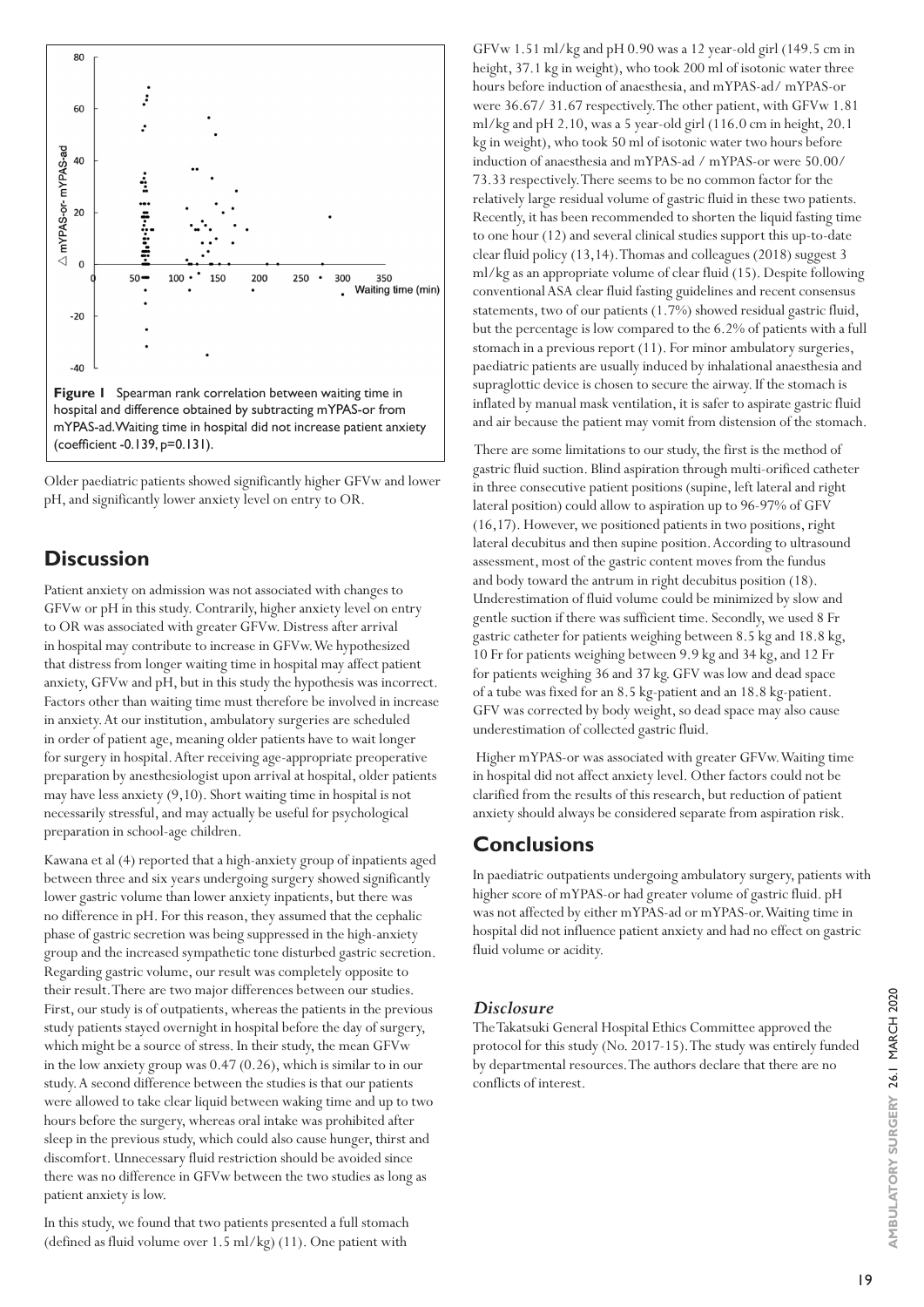**Figure 1** Spearman rank correlation between waiting time in hospital and difference obtained by subtracting mYPAS-or from mYPAS-ad. Waiting time in hospital did not increase patient anxiety (coefficient -0.139, p=0.131).

Older paediatric patients showed significantly higher GFVw and lower pH, and significantly lower anxiety level on entry to OR.

## Discussion

Patient anxiety on admission was not associated with changes to GFVw or pH in this study. Contrarily, higher anxiety level on entry to OR was associated with greater GFVw. Distress after arrival in hospital may contribute to increase in GFVw. We hypothesized that distress from longer waiting time in hospital may affect patient anxiety, GFVw and pH, but in this study the hypothesis was incorrect. Factors other than waiting time must therefore be involved in increase in anxiety. At our institution, ambulatory surgeries are scheduled in order of patient age, meaning older patients have to wait longer for surgery in hospital. After receiving age-appropriate preoperative preparation by anesthesiologist upon arrival at hospital, older patients may have less anxiety (9,10). Short waiting time in hospital is not necessarily stressful, and may actually be useful for psychological preparation in school-age children.

Kawana et al (4) reported that a high-anxiety group of inpatients aged between three and six years undergoing surgery showed significantly lower gastric volume than lower anxiety inpatients, but there was no difference in pH. For this reason, they assumed that the cephalic phase of gastric secretion was being suppressed in the high-anxiety group and the increased sympathetic tone disturbed gastric secretion. Regarding gastric volume, our result was completely opposite to their result. There are two major differences between our studies. First, our study is of outpatients, whereas the patients in the previous study patients stayed overnight in hospital before the day of surgery, which might be a source of stress. In their study, the mean GFVw in the low anxiety group was 0.47 (0.26), which is similar to in our study. A second difference between the studies is that our patients were allowed to take clear liquid between waking time and up to two hours before the surgery, whereas oral intake was prohibited after sleep in the previous study, which could also cause hunger, thirst and discomfort. Unnecessary fluid restriction should be avoided since there was no difference in GFVw between the two studies as long as patient anxiety is low.

In this study, we found that two patients presented a full stomach (defined as fluid volume over 1.5 ml/kg) (11). One patient with GFVw 1.51 ml/kg and pH 0.90 was a 12 year-old girl (149.5 cm in height, 37.1 kg in weight), who took 200 ml of isotonic water three hours before induction of anaesthesia, and mYPAS-ad/ mYPAS-or were 36.67/ 31.67 respectively. The other patient, with GFVw 1.81 ml/kg and pH 2.10, was a 5 year-old girl (116.0 cm in height, 20.1 kg in weight), who took 50 ml of isotonic water two hours before induction of anaesthesia and mYPAS-ad / mYPAS-or were 50.00/ 73.33 respectively. There seems to be no common factor for the relatively large residual volume of gastric fluid in these two patients. Recently, it has been recommended to shorten the liquid fasting time to one hour (12) and several clinical studies support this up-to-date clear fluid policy (13,14). Thomas and colleagues (2018) suggest 3 ml/kg as an appropriate volume of clear fluid (15). Despite following conventional ASA clear fluid fasting guidelines and recent consensus statements, two of our patients (1.7%) showed residual gastric fluid, but the percentage is low compared to the 6.2% of patients with a full stomach in a previous report (11). For minor ambulatory surgeries, paediatric patients are usually induced by inhalational anaesthesia and supraglottic device is chosen to secure the airway. If the stomach is inflated by manual mask ventilation, it is safer to aspirate gastric fluid and air because the patient may vomit from distension of the stomach.

There are some limitations to our study, the first is the method of gastric fluid suction. Blind aspiration through multi-orificed catheter in three consecutive patient positions (supine, left lateral and right lateral position) could allow to aspiration up to 96-97% of GFV (16,17). However, we positioned patients in two positions, right lateral decubitus and then supine position. According to ultrasound assessment, most of the gastric content moves from the fundus and body toward the antrum in right decubitus position (18). Underestimation of fluid volume could be minimized by slow and gentle suction if there was sufficient time. Secondly, we used 8 Fr gastric catheter for patients weighing between 8.5 kg and 18.8 kg, 10 Fr for patients weighing between 9.9 kg and 34 kg, and 12 Fr for patients weighing 36 and 37 kg. GFV was low and dead space of a tube was fixed for an 8.5 kg-patient and an 18.8 kg-patient. GFV was corrected by body weight, so dead space may also cause underestimation of collected gastric fluid.

Higher mYPAS-or was associated with greater GFVw. Waiting time in hospital did not affect anxiety level. Other factors could not be clarified from the results of this research, but reduction of patient anxiety should always be considered separate from aspiration risk.

## Conclusions

In paediatric outpatients undergoing ambulatory surgery, patients with higher score of mYPAS-or had greater volume of gastric fluid. pH was not affected by either mYPAS-ad or mYPAS-or. Waiting time in hospital did not influence patient anxiety and had no effect on gastric fluid volume or acidity.

### *Disclosure*

The Takatsuki General Hospital Ethics Committee approved the protocol for this study (No. 2017-15). The study was entirely funded by departmental resources. The authors declare that there are no conflicts of interest.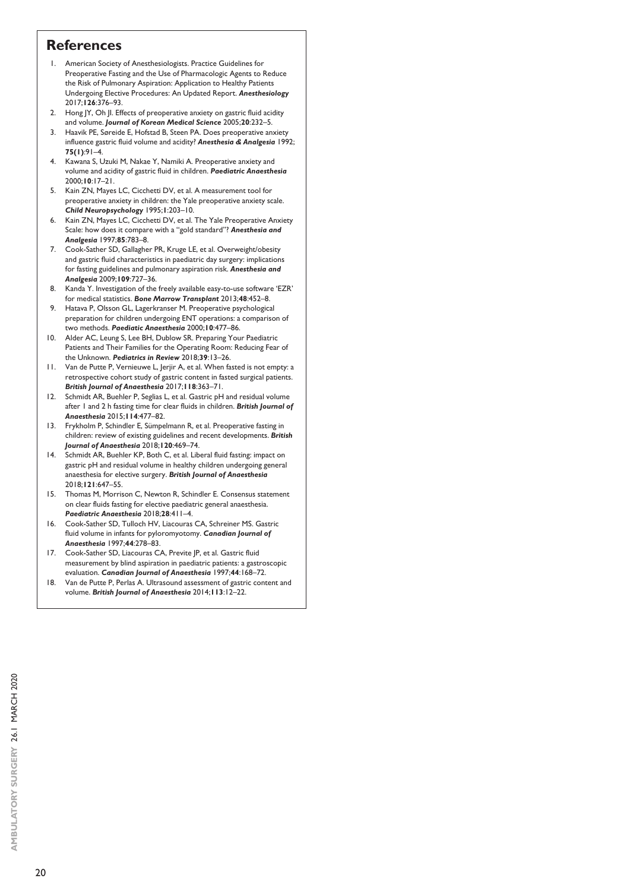## References

1. American Society of Anesthesiologists. Practice Guidelines for Preoperative Fasting and the Use of Pharmacologic Agents to Reduce the Risk of Pulmonary Aspiration: Application to Healthy Patients Undergoing Elective Procedures: An Updated Report. ***Anesthesiology*** 2017;**126**:376–93.
2. Hong JY, Oh JI. Effects of preoperative anxiety on gastric fluid acidity and volume. ***Journal of Korean Medical Science*** 2005;**20**:232–5.
3. Haavik PE, Søreide E, Hofstad B, Steen PA. Does preoperative anxiety influence gastric fluid volume and acidity? ***Anesthesia & Analgesia*** 1992; **75(1)**:91–4.
4. Kawana S, Uzuki M, Nakae Y, Namiki A. Preoperative anxiety and volume and acidity of gastric fluid in children. ***Paediatric Anaesthesia*** 2000;**10**:17–21.
5. Kain ZN, Mayes LC, Cicchetti DV, et al. A measurement tool for preoperative anxiety in children: the Yale preoperative anxiety scale. ***Child Neuropsychology*** 1995;**1**:203–10.
6. Kain ZN, Mayes LC, Cicchetti DV, et al. The Yale Preoperative Anxiety Scale: how does it compare with a "gold standard"? ***Anesthesia and Analgesia*** 1997;**85**:783–8.
7. Cook-Sather SD, Gallagher PR, Kruge LE, et al. Overweight/obesity and gastric fluid characteristics in paediatric day surgery: implications for fasting guidelines and pulmonary aspiration risk. ***Anesthesia and Analgesia*** 2009;**109**:727–36.
8. Kanda Y. Investigation of the freely available easy-to-use software 'EZR' for medical statistics. ***Bone Marrow Transplant*** 2013;**48**:452–8.
9. Hatava P, Olsson GL, Lagerkranser M. Preoperative psychological preparation for children undergoing ENT operations: a comparison of two methods. ***Paediatric Anaesthesia*** 2000;**10**:477–86.
10. Alder AC, Leung S, Lee BH, Dublow SR. Preparing Your Paediatric Patients and Their Families for the Operating Room: Reducing Fear of the Unknown. ***Pediatrics in Review*** 2018;**39**:13–26.
11. Van de Putte P, Vernieuwe L, Jerjir A, et al. When fasted is not empty: a retrospective cohort study of gastric content in fasted surgical patients. ***British Journal of Anaesthesia*** 2017;**118**:363–71.
12. Schmidt AR, Buehler P, Seglias L, et al. Gastric pH and residual volume after 1 and 2 h fasting time for clear fluids in children. ***British Journal of Anaesthesia*** 2015;**114**:477–82.
13. Frykholm P, Schindler E, Sümpelmann R, et al. Preoperative fasting in children: review of existing guidelines and recent developments. ***British Journal of Anaesthesia*** 2018;**120**:469–74.
14. Schmidt AR, Buehler KP, Both C, et al. Liberal fluid fasting: impact on gastric pH and residual volume in healthy children undergoing general anaesthesia for elective surgery. ***British Journal of Anaesthesia*** 2018;**121**:647–55.
15. Thomas M, Morrison C, Newton R, Schindler E. Consensus statement on clear fluids fasting for elective paediatric general anaesthesia. ***Paediatric Anaesthesia*** 2018;**28**:411–4.
16. Cook-Sather SD, Tulloch HV, Liacouras CA, Schreiner MS. Gastric fluid volume in infants for pyloromyotomy. ***Canadian Journal of Anaesthesia*** 1997;**44**:278–83.
17. Cook-Sather SD, Liacouras CA, Previte JP, et al. Gastric fluid measurement by blind aspiration in paediatric patients: a gastroscopic evaluation. ***Canadian Journal of Anaesthesia*** 1997;**44**:168–72.
18. Van de Putte P, Perlas A. Ultrasound assessment of gastric content and volume. ***British Journal of Anaesthesia*** 2014;**113**:12–22.